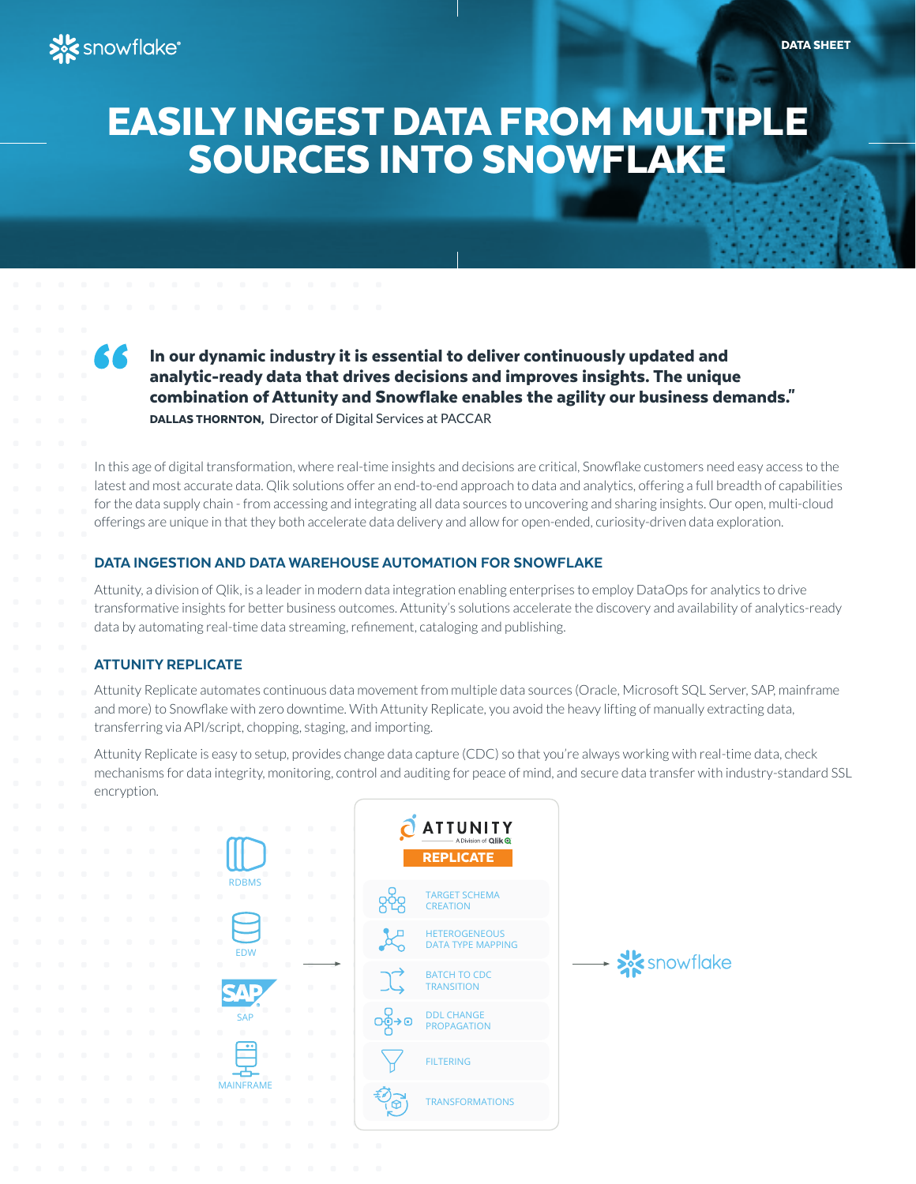DATA SHEET

# EASILY INGEST DATA FROM MULTIPLE SOURCES INTO SNOWFLAKE

> **In our dynamic industry it is essential to deliver continuously updated and analytic-ready data that drives decisions and improves insights. The unique combination of Attunity and Snowflake enables the agility our business demands."**
>
> **DALLAS THORNTON,** Director of Digital Services at PACCAR

In this age of digital transformation, where real-time insights and decisions are critical, Snowflake customers need easy access to the latest and most accurate data. Qlik solutions offer an end-to-end approach to data and analytics, offering a full breadth of capabilities for the data supply chain - from accessing and integrating all data sources to uncovering and sharing insights. Our open, multi-cloud offerings are unique in that they both accelerate data delivery and allow for open-ended, curiosity-driven data exploration.

## DATA INGESTION AND DATA WAREHOUSE AUTOMATION FOR SNOWFLAKE

Attunity, a division of Qlik, is a leader in modern data integration enabling enterprises to employ DataOps for analytics to drive transformative insights for better business outcomes. Attunity's solutions accelerate the discovery and availability of analytics-ready data by automating real-time data streaming, refinement, cataloging and publishing.

## ATTUNITY REPLICATE

Attunity Replicate automates continuous data movement from multiple data sources (Oracle, Microsoft SQL Server, SAP, mainframe and more) to Snowflake with zero downtime. With Attunity Replicate, you avoid the heavy lifting of manually extracting data, transferring via API/script, chopping, staging, and importing.

Attunity Replicate is easy to setup, provides change data capture (CDC) so that you're always working with real-time data, check mechanisms for data integrity, monitoring, control and auditing for peace of mind, and secure data transfer with industry-standard SSL encryption.

RDBMS
EDW
SAP
MAINFRAME

ATTUNITY
A Division of Qlik
REPLICATE

- TARGET SCHEMA CREATION
- HETEROGENEOUS DATA TYPE MAPPING
- BATCH TO CDC TRANSITION
- DDL CHANGE PROPAGATION
- FILTERING
- TRANSFORMATIONS

snowflake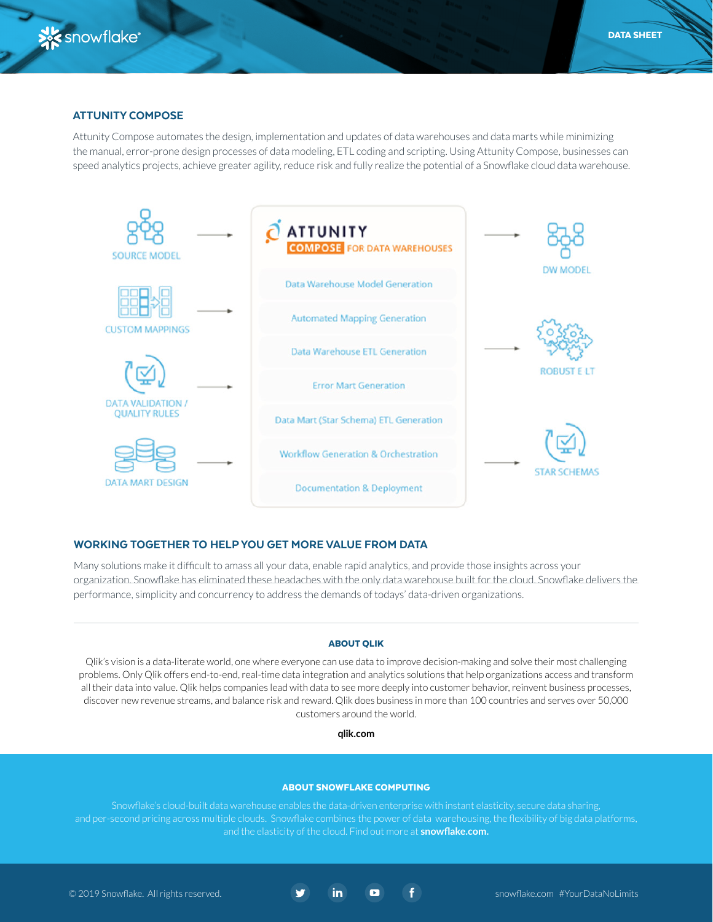## ATTUNITY COMPOSE

Attunity Compose automates the design, implementation and updates of data warehouses and data marts while minimizing the manual, error-prone design processes of data modeling, ETL coding and scripting. Using Attunity Compose, businesses can speed analytics projects, achieve greater agility, reduce risk and fully realize the potential of a Snowflake cloud data warehouse.

SOURCE MODEL

CUSTOM MAPPINGS

DATA VALIDATION / QUALITY RULES

DATA MART DESIGN

ATTUNITY COMPOSE FOR DATA WAREHOUSES

Data Warehouse Model Generation

Automated Mapping Generation

Data Warehouse ETL Generation

Error Mart Generation

Data Mart (Star Schema) ETL Generation

Workflow Generation & Orchestration

Documentation & Deployment

DW MODEL

ROBUST E LT

STAR SCHEMAS

## WORKING TOGETHER TO HELP YOU GET MORE VALUE FROM DATA

Many solutions make it difficult to amass all your data, enable rapid analytics, and provide those insights across your organization. Snowflake has eliminated these headaches with the only data warehouse built for the cloud. Snowflake delivers the performance, simplicity and concurrency to address the demands of todays' data-driven organizations.

### ABOUT QLIK

Qlik's vision is a data-literate world, one where everyone can use data to improve decision-making and solve their most challenging problems. Only Qlik offers end-to-end, real-time data integration and analytics solutions that help organizations access and transform all their data into value. Qlik helps companies lead with data to see more deeply into customer behavior, reinvent business processes, discover new revenue streams, and balance risk and reward. Qlik does business in more than 100 countries and serves over 50,000 customers around the world.

**qlik.com**

### ABOUT SNOWFLAKE COMPUTING

Snowflake's cloud-built data warehouse enables the data-driven enterprise with instant elasticity, secure data sharing, and per-second pricing across multiple clouds. Snowflake combines the power of data warehousing, the flexibility of big data platforms, and the elasticity of the cloud. Find out more at **snowflake.com.**

© 2019 Snowflake. All rights reserved.

snowflake.com #YourDataNoLimits